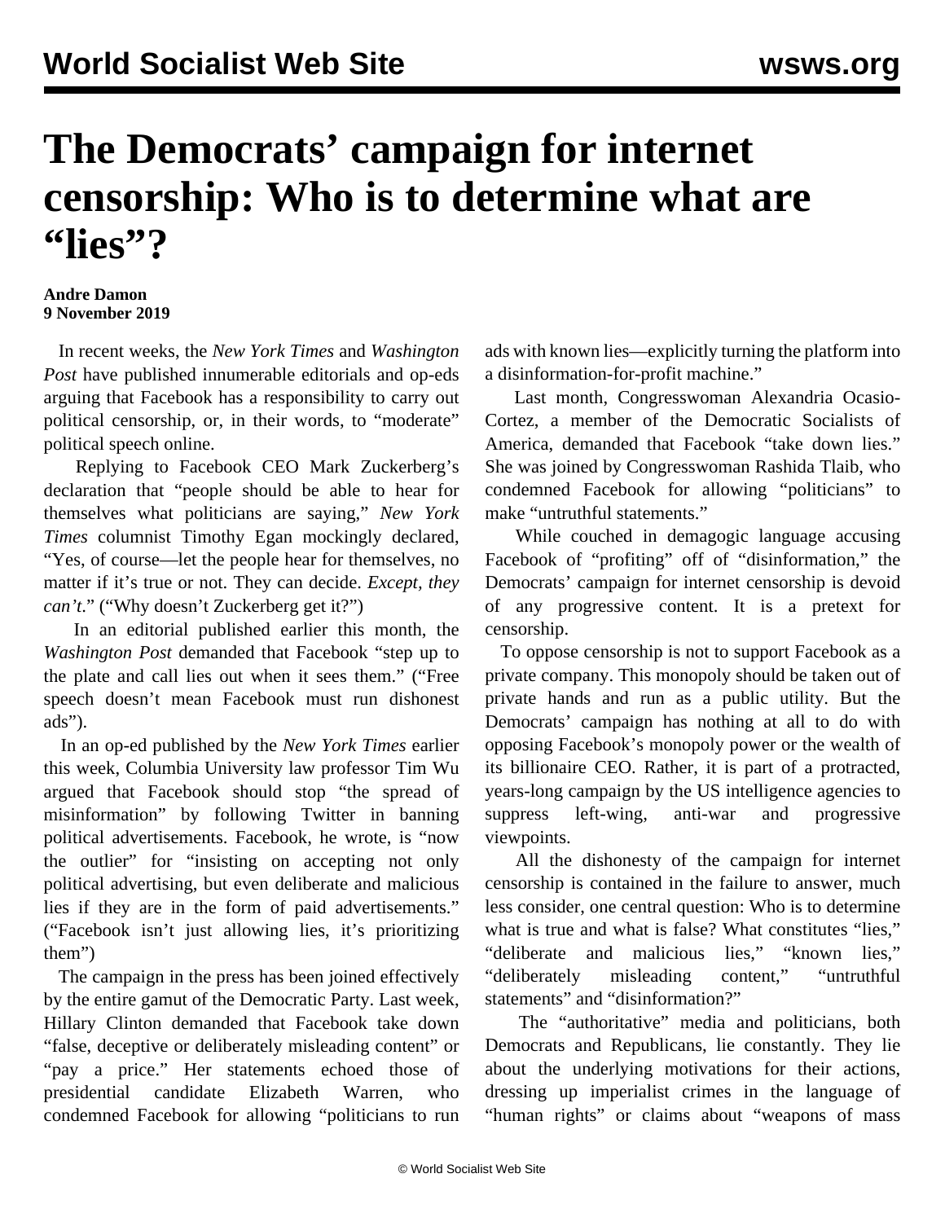# The Democrats' campaign for internet censorship: Who is to determine what are "lies"?

**Andre Damon**
**9 November 2019**

In recent weeks, the *New York Times* and *Washington Post* have published innumerable editorials and op-eds arguing that Facebook has a responsibility to carry out political censorship, or, in their words, to "moderate" political speech online.

Replying to Facebook CEO Mark Zuckerberg's declaration that "people should be able to hear for themselves what politicians are saying," *New York Times* columnist Timothy Egan mockingly declared, "Yes, of course—let the people hear for themselves, no matter if it's true or not. They can decide. *Except, they can't.*" ("Why doesn't Zuckerberg get it?")

In an editorial published earlier this month, the *Washington Post* demanded that Facebook "step up to the plate and call lies out when it sees them." ("Free speech doesn't mean Facebook must run dishonest ads").

In an op-ed published by the *New York Times* earlier this week, Columbia University law professor Tim Wu argued that Facebook should stop "the spread of misinformation" by following Twitter in banning political advertisements. Facebook, he wrote, is "now the outlier" for "insisting on accepting not only political advertising, but even deliberate and malicious lies if they are in the form of paid advertisements." ("Facebook isn't just allowing lies, it's prioritizing them")

The campaign in the press has been joined effectively by the entire gamut of the Democratic Party. Last week, Hillary Clinton demanded that Facebook take down "false, deceptive or deliberately misleading content" or "pay a price." Her statements echoed those of presidential candidate Elizabeth Warren, who condemned Facebook for allowing "politicians to run ads with known lies—explicitly turning the platform into a disinformation-for-profit machine."

Last month, Congresswoman Alexandria Ocasio-Cortez, a member of the Democratic Socialists of America, demanded that Facebook "take down lies." She was joined by Congresswoman Rashida Tlaib, who condemned Facebook for allowing "politicians" to make "untruthful statements."

While couched in demagogic language accusing Facebook of "profiting" off of "disinformation," the Democrats' campaign for internet censorship is devoid of any progressive content. It is a pretext for censorship.

To oppose censorship is not to support Facebook as a private company. This monopoly should be taken out of private hands and run as a public utility. But the Democrats' campaign has nothing at all to do with opposing Facebook's monopoly power or the wealth of its billionaire CEO. Rather, it is part of a protracted, years-long campaign by the US intelligence agencies to suppress left-wing, anti-war and progressive viewpoints.

All the dishonesty of the campaign for internet censorship is contained in the failure to answer, much less consider, one central question: Who is to determine what is true and what is false? What constitutes "lies," "deliberate and malicious lies," "known lies," "deliberately misleading content," "untruthful statements" and "disinformation?"

The "authoritative" media and politicians, both Democrats and Republicans, lie constantly. They lie about the underlying motivations for their actions, dressing up imperialist crimes in the language of "human rights" or claims about "weapons of mass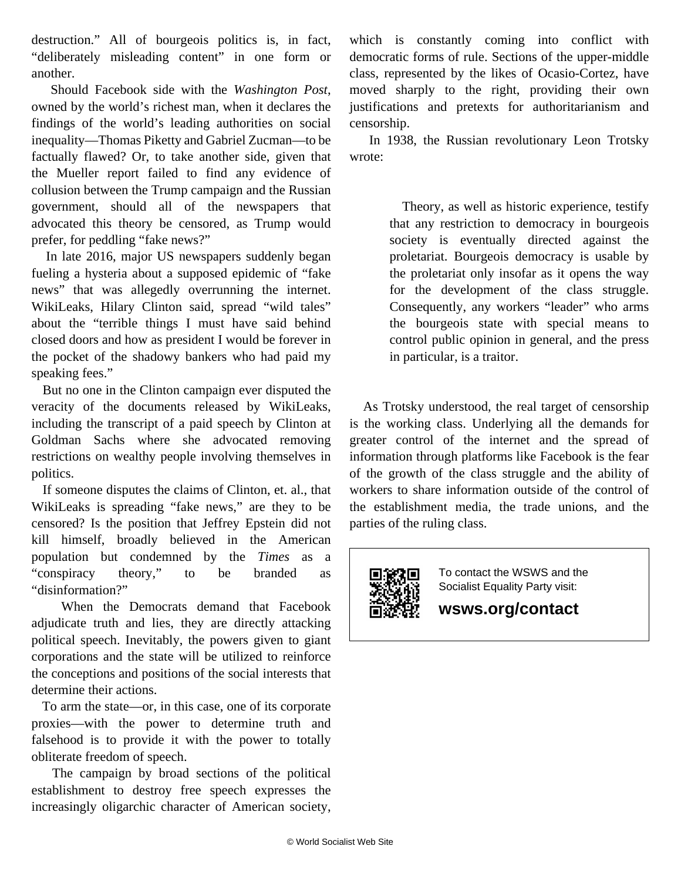destruction." All of bourgeois politics is, in fact, "deliberately misleading content" in one form or another.

Should Facebook side with the *Washington Post*, owned by the world's richest man, when it declares the findings of the world's leading authorities on social inequality—Thomas Piketty and Gabriel Zucman—to be factually flawed? Or, to take another side, given that the Mueller report failed to find any evidence of collusion between the Trump campaign and the Russian government, should all of the newspapers that advocated this theory be censored, as Trump would prefer, for peddling "fake news?"

In late 2016, major US newspapers suddenly began fueling a hysteria about a supposed epidemic of "fake news" that was allegedly overrunning the internet. WikiLeaks, Hilary Clinton said, spread "wild tales" about the "terrible things I must have said behind closed doors and how as president I would be forever in the pocket of the shadowy bankers who had paid my speaking fees."

But no one in the Clinton campaign ever disputed the veracity of the documents released by WikiLeaks, including the transcript of a paid speech by Clinton at Goldman Sachs where she advocated removing restrictions on wealthy people involving themselves in politics.

If someone disputes the claims of Clinton, et. al., that WikiLeaks is spreading "fake news," are they to be censored? Is the position that Jeffrey Epstein did not kill himself, broadly believed in the American population but condemned by the *Times* as a "conspiracy theory," to be branded as "disinformation?"

When the Democrats demand that Facebook adjudicate truth and lies, they are directly attacking political speech. Inevitably, the powers given to giant corporations and the state will be utilized to reinforce the conceptions and positions of the social interests that determine their actions.

To arm the state—or, in this case, one of its corporate proxies—with the power to determine truth and falsehood is to provide it with the power to totally obliterate freedom of speech.

The campaign by broad sections of the political establishment to destroy free speech expresses the increasingly oligarchic character of American society, which is constantly coming into conflict with democratic forms of rule. Sections of the upper-middle class, represented by the likes of Ocasio-Cortez, have moved sharply to the right, providing their own justifications and pretexts for authoritarianism and censorship.

In 1938, the Russian revolutionary Leon Trotsky wrote:

> Theory, as well as historic experience, testify that any restriction to democracy in bourgeois society is eventually directed against the proletariat. Bourgeois democracy is usable by the proletariat only insofar as it opens the way for the development of the class struggle. Consequently, any workers "leader" who arms the bourgeois state with special means to control public opinion in general, and the press in particular, is a traitor.

As Trotsky understood, the real target of censorship is the working class. Underlying all the demands for greater control of the internet and the spread of information through platforms like Facebook is the fear of the growth of the class struggle and the ability of workers to share information outside of the control of the establishment media, the trade unions, and the parties of the ruling class.

To contact the WSWS and the Socialist Equality Party visit:

**wsws.org/contact**